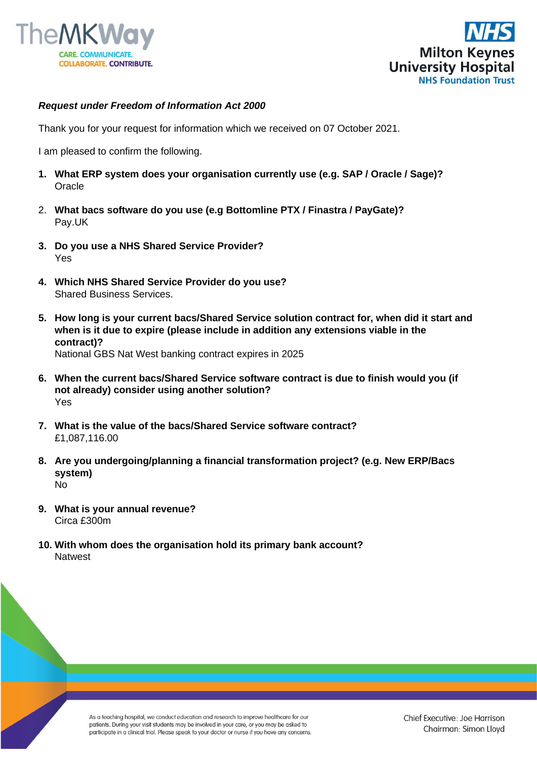***Request under Freedom of Information Act 2000***

Thank you for your request for information which we received on 07 October 2021.

I am pleased to confirm the following.

1. **What ERP system does your organisation currently use (e.g. SAP / Oracle / Sage)?**
   Oracle

2. **What bacs software do you use (e.g Bottomline PTX / Finastra / PayGate)?**
   Pay.UK

3. **Do you use a NHS Shared Service Provider?**
   Yes

4. **Which NHS Shared Service Provider do you use?**
   Shared Business Services.

5. **How long is your current bacs/Shared Service solution contract for, when did it start and when is it due to expire (please include in addition any extensions viable in the contract)?**
   National GBS Nat West banking contract expires in 2025

6. **When the current bacs/Shared Service software contract is due to finish would you (if not already) consider using another solution?**
   Yes

7. **What is the value of the bacs/Shared Service software contract?**
   £1,087,116.00

8. **Are you undergoing/planning a financial transformation project? (e.g. New ERP/Bacs system)**
   No

9. **What is your annual revenue?**
   Circa £300m

10. **With whom does the organisation hold its primary bank account?**
    Natwest

As a teaching hospital, we conduct education and research to improve healthcare for our patients. During your visit students may be involved in your care, or you may be asked to participate in a clinical trial. Please speak to your doctor or nurse if you have any concerns.

Chief Executive: Joe Harrison
Chairman: Simon Lloyd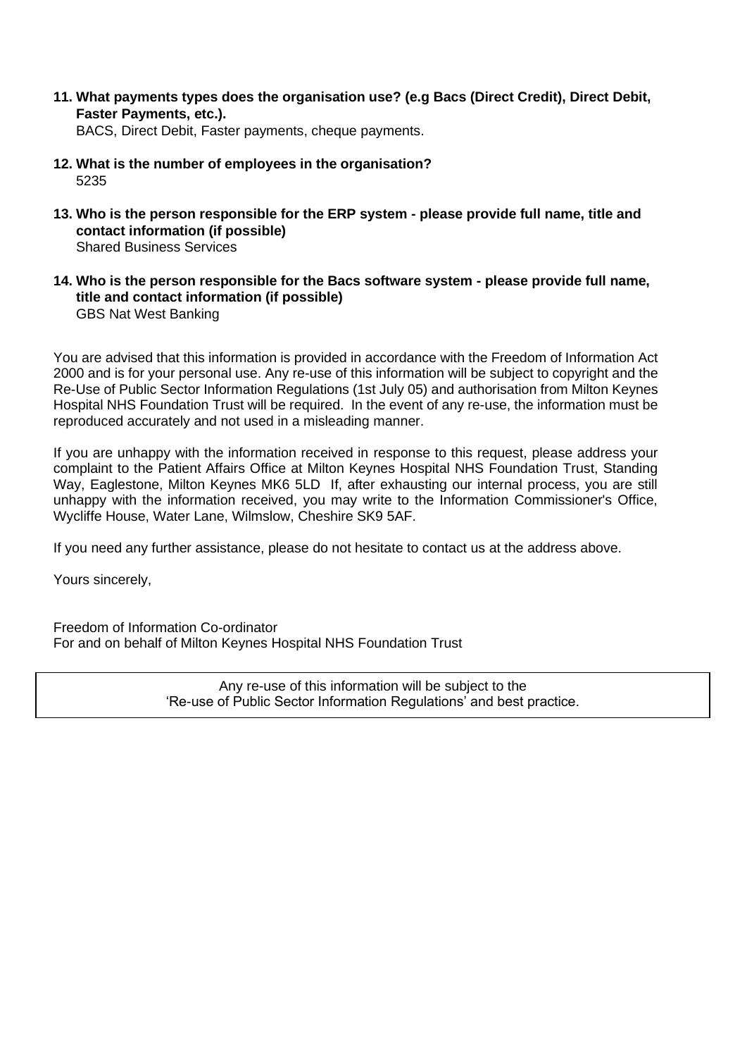11. **What payments types does the organisation use? (e.g Bacs (Direct Credit), Direct Debit, Faster Payments, etc.).**
    BACS, Direct Debit, Faster payments, cheque payments.

12. **What is the number of employees in the organisation?**
    5235

13. **Who is the person responsible for the ERP system - please provide full name, title and contact information (if possible)**
    Shared Business Services

14. **Who is the person responsible for the Bacs software system - please provide full name, title and contact information (if possible)**
    GBS Nat West Banking

You are advised that this information is provided in accordance with the Freedom of Information Act 2000 and is for your personal use. Any re-use of this information will be subject to copyright and the Re-Use of Public Sector Information Regulations (1st July 05) and authorisation from Milton Keynes Hospital NHS Foundation Trust will be required. In the event of any re-use, the information must be reproduced accurately and not used in a misleading manner.

If you are unhappy with the information received in response to this request, please address your complaint to the Patient Affairs Office at Milton Keynes Hospital NHS Foundation Trust, Standing Way, Eaglestone, Milton Keynes MK6 5LD If, after exhausting our internal process, you are still unhappy with the information received, you may write to the Information Commissioner's Office, Wycliffe House, Water Lane, Wilmslow, Cheshire SK9 5AF.

If you need any further assistance, please do not hesitate to contact us at the address above.

Yours sincerely,

Freedom of Information Co-ordinator
For and on behalf of Milton Keynes Hospital NHS Foundation Trust

Any re-use of this information will be subject to the
'Re-use of Public Sector Information Regulations' and best practice.